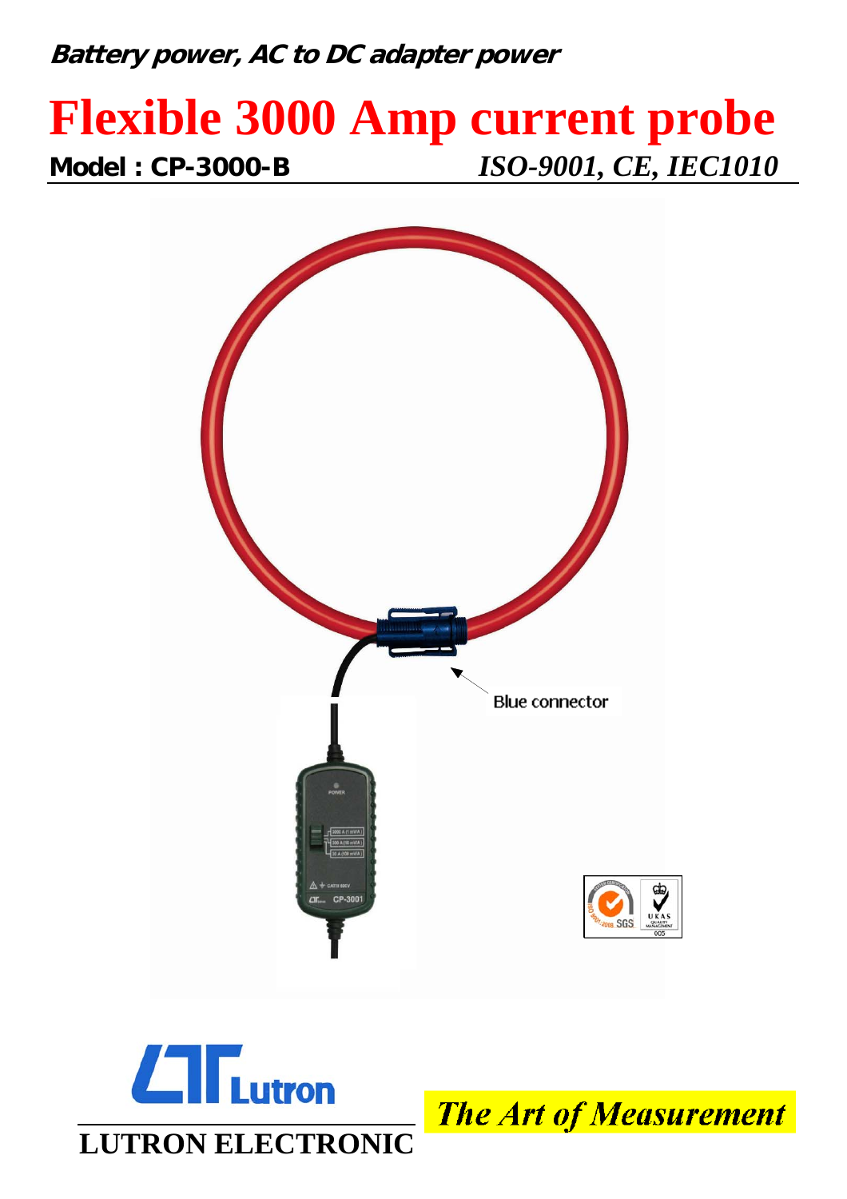**Battery power, AC to DC adapter power**

# Flexible 3000 Amp current probe

**Model : CP-3000-B** *ISO-9001, CE, IEC1010*

Blue connector

LUTRON ELECTRONIC

*The Art of Measurement*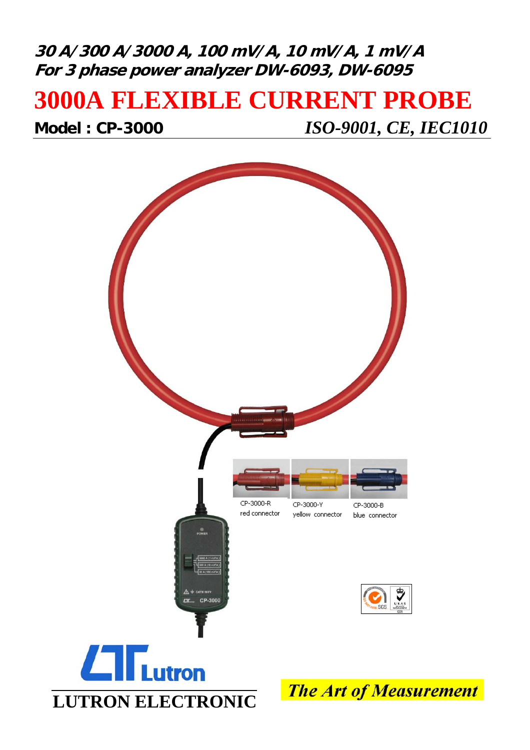**30 A/300 A/3000 A, 100 mV/A, 10 mV/A, 1 mV/A**
**For 3 phase power analyzer DW-6093, DW-6095**

# 3000A FLEXIBLE CURRENT PROBE

**Model : CP-3000** *ISO-9001, CE, IEC1010*

CP-3000-R
red connector

CP-3000-Y
yellow connector

CP-3000-B
blue connector

**LUTRON ELECTRONIC**

***The Art of Measurement***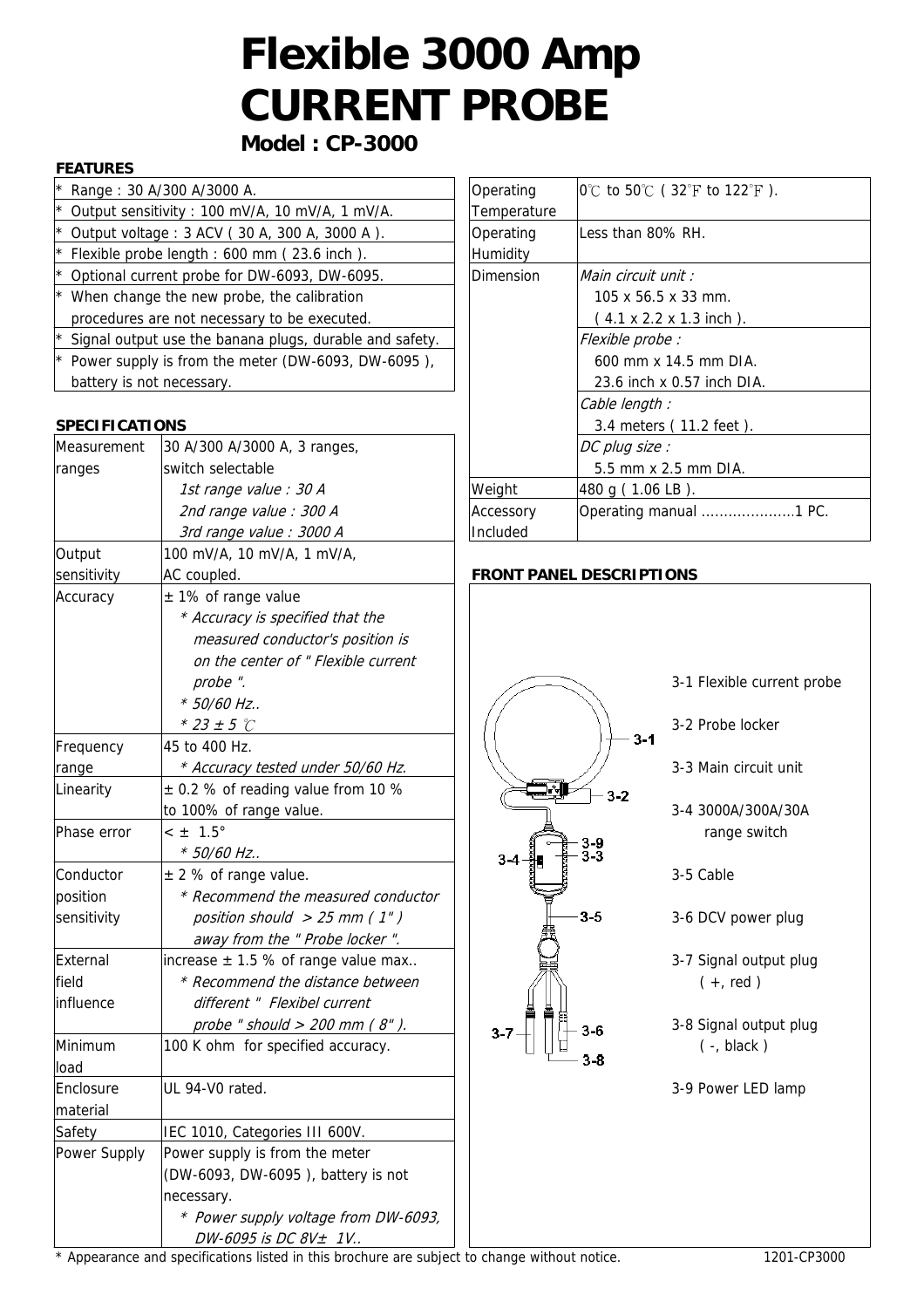# Flexible 3000 Amp CURRENT PROBE

**Model : CP-3000**

### FEATURES

* Range : 30 A/300 A/3000 A.
* Output sensitivity : 100 mV/A, 10 mV/A, 1 mV/A.
* Output voltage : 3 ACV ( 30 A, 300 A, 3000 A ).
* Flexible probe length : 600 mm ( 23.6 inch ).
* Optional current probe for DW-6093, DW-6095.
* When change the new probe, the calibration procedures are not necessary to be executed.
* Signal output use the banana plugs, durable and safety.
* Power supply is from the meter (DW-6093, DW-6095 ), battery is not necessary.

### SPECIFICATIONS

| | |
|---|---|
| Measurement ranges | 30 A/300 A/3000 A, 3 ranges, switch selectable<br>*1st range value : 30 A*<br>*2nd range value : 300 A*<br>*3rd range value : 3000 A* |
| Output sensitivity | 100 mV/A, 10 mV/A, 1 mV/A, AC coupled. |
| Accuracy | ± 1% of range value<br>*\* Accuracy is specified that the measured conductor's position is on the center of " Flexible current probe ".*<br>*\* 50/60 Hz..*<br>*\* 23 ± 5 ℃* |
| Frequency range | 45 to 400 Hz.<br>*\* Accuracy tested under 50/60 Hz.* |
| Linearity | ± 0.2 % of reading value from 10 % to 100% of range value. |
| Phase error | < ± 1.5°<br>*\* 50/60 Hz..* |
| Conductor position sensitivity | ± 2 % of range value.<br>*\* Recommend the measured conductor position should > 25 mm ( 1" ) away from the " Probe locker ".* |
| External field influence | increase ± 1.5 % of range value max..<br>*\* Recommend the distance between different " Flexibel current probe " should > 200 mm ( 8" ).* |
| Minimum load | 100 K ohm for specified accuracy. |
| Enclosure material | UL 94-V0 rated. |
| Safety | IEC 1010, Categories III 600V. |
| Power Supply | Power supply is from the meter (DW-6093, DW-6095 ), battery is not necessary.<br>*\* Power supply voltage from DW-6093, DW-6095 is DC 8V± 1V..* |

| | |
|---|---|
| Operating Temperature | 0℃ to 50℃ ( 32℉ to 122℉ ). |
| Operating Humidity | Less than 80% RH. |
| Dimension | *Main circuit unit :*<br>105 x 56.5 x 33 mm.<br>( 4.1 x 2.2 x 1.3 inch ).<br>*Flexible probe :*<br>600 mm x 14.5 mm DIA.<br>23.6 inch x 0.57 inch DIA.<br>*Cable length :*<br>3.4 meters ( 11.2 feet ).<br>*DC plug size :*<br>5.5 mm x 2.5 mm DIA. |
| Weight | 480 g ( 1.06 LB ). |
| Accessory Included | Operating manual .....................1 PC. |

### FRONT PANEL DESCRIPTIONS

3-1 Flexible current probe

3-2 Probe locker

3-3 Main circuit unit

3-4 3000A/300A/30A range switch

3-5 Cable

3-6 DCV power plug

3-7 Signal output plug ( +, red )

3-8 Signal output plug ( -, black )

3-9 Power LED lamp

* Appearance and specifications listed in this brochure are subject to change without notice.

1201-CP3000